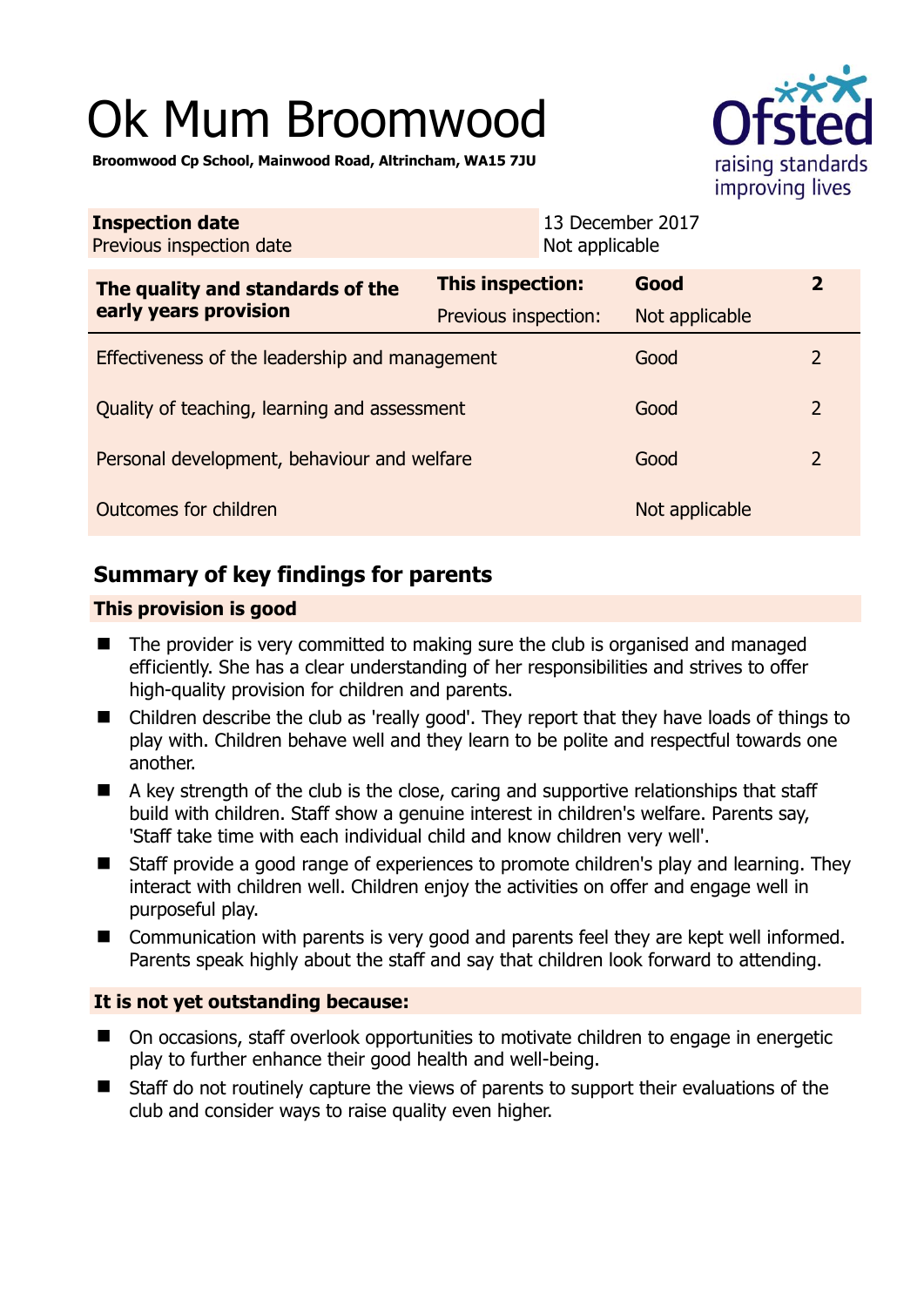# Ok Mum Broomwood

**Broomwood Cp School, Mainwood Road, Altrincham, WA15 7JU**

| **Inspection date** | 13 December 2017 |
|---|---|
| Previous inspection date | Not applicable |

| **The quality and standards of the early years provision** | **This inspection:** | **Good** | **2** |
|---|---|---|---|
| | Previous inspection: | Not applicable | |
| Effectiveness of the leadership and management | | Good | 2 |
| Quality of teaching, learning and assessment | | Good | 2 |
| Personal development, behaviour and welfare | | Good | 2 |
| Outcomes for children | | Not applicable | |

## Summary of key findings for parents

### This provision is good

- The provider is very committed to making sure the club is organised and managed efficiently. She has a clear understanding of her responsibilities and strives to offer high-quality provision for children and parents.
- Children describe the club as 'really good'. They report that they have loads of things to play with. Children behave well and they learn to be polite and respectful towards one another.
- A key strength of the club is the close, caring and supportive relationships that staff build with children. Staff show a genuine interest in children's welfare. Parents say, 'Staff take time with each individual child and know children very well'.
- Staff provide a good range of experiences to promote children's play and learning. They interact with children well. Children enjoy the activities on offer and engage well in purposeful play.
- Communication with parents is very good and parents feel they are kept well informed. Parents speak highly about the staff and say that children look forward to attending.

### It is not yet outstanding because:

- On occasions, staff overlook opportunities to motivate children to engage in energetic play to further enhance their good health and well-being.
- Staff do not routinely capture the views of parents to support their evaluations of the club and consider ways to raise quality even higher.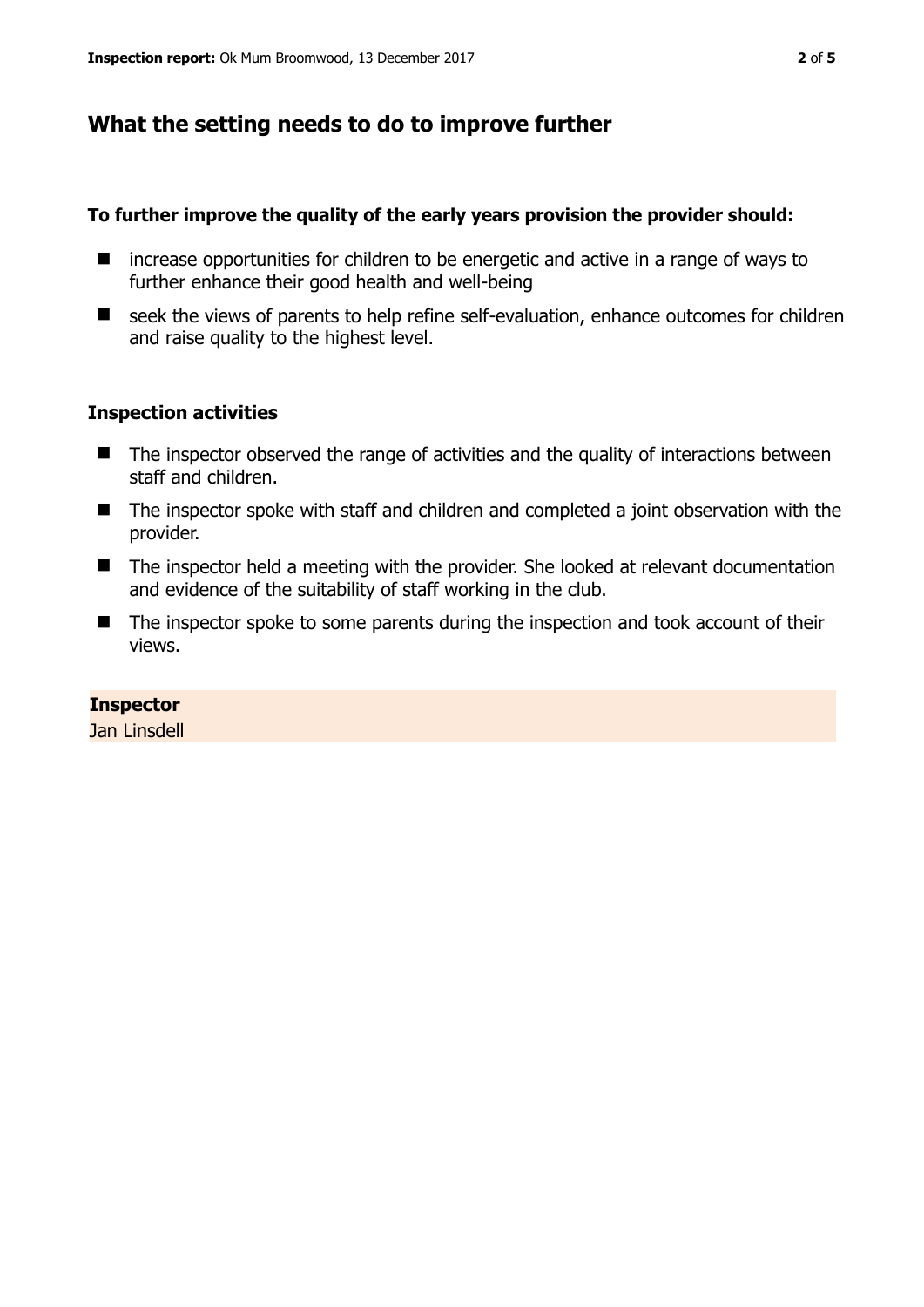## What the setting needs to do to improve further

**To further improve the quality of the early years provision the provider should:**

- increase opportunities for children to be energetic and active in a range of ways to further enhance their good health and well-being
- seek the views of parents to help refine self-evaluation, enhance outcomes for children and raise quality to the highest level.

### Inspection activities

- The inspector observed the range of activities and the quality of interactions between staff and children.
- The inspector spoke with staff and children and completed a joint observation with the provider.
- The inspector held a meeting with the provider. She looked at relevant documentation and evidence of the suitability of staff working in the club.
- The inspector spoke to some parents during the inspection and took account of their views.

**Inspector**
Jan Linsdell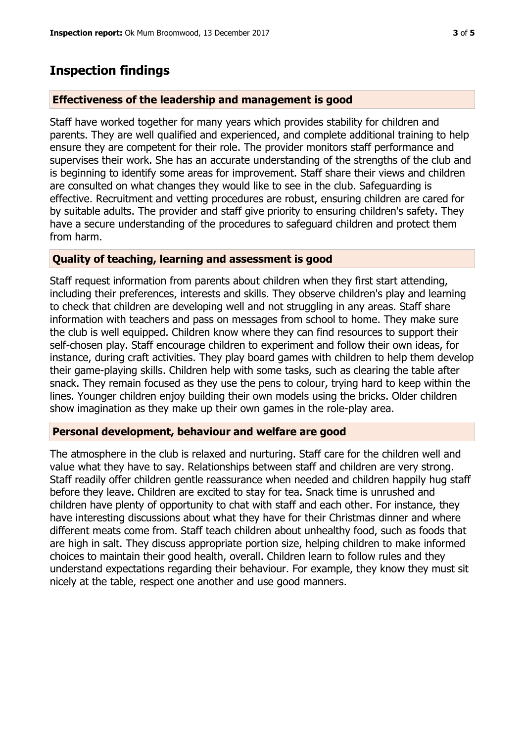## Inspection findings

### Effectiveness of the leadership and management is good

Staff have worked together for many years which provides stability for children and parents. They are well qualified and experienced, and complete additional training to help ensure they are competent for their role. The provider monitors staff performance and supervises their work. She has an accurate understanding of the strengths of the club and is beginning to identify some areas for improvement. Staff share their views and children are consulted on what changes they would like to see in the club. Safeguarding is effective. Recruitment and vetting procedures are robust, ensuring children are cared for by suitable adults. The provider and staff give priority to ensuring children's safety. They have a secure understanding of the procedures to safeguard children and protect them from harm.

### Quality of teaching, learning and assessment is good

Staff request information from parents about children when they first start attending, including their preferences, interests and skills. They observe children's play and learning to check that children are developing well and not struggling in any areas. Staff share information with teachers and pass on messages from school to home. They make sure the club is well equipped. Children know where they can find resources to support their self-chosen play. Staff encourage children to experiment and follow their own ideas, for instance, during craft activities. They play board games with children to help them develop their game-playing skills. Children help with some tasks, such as clearing the table after snack. They remain focused as they use the pens to colour, trying hard to keep within the lines. Younger children enjoy building their own models using the bricks. Older children show imagination as they make up their own games in the role-play area.

### Personal development, behaviour and welfare are good

The atmosphere in the club is relaxed and nurturing. Staff care for the children well and value what they have to say. Relationships between staff and children are very strong. Staff readily offer children gentle reassurance when needed and children happily hug staff before they leave. Children are excited to stay for tea. Snack time is unrushed and children have plenty of opportunity to chat with staff and each other. For instance, they have interesting discussions about what they have for their Christmas dinner and where different meats come from. Staff teach children about unhealthy food, such as foods that are high in salt. They discuss appropriate portion size, helping children to make informed choices to maintain their good health, overall. Children learn to follow rules and they understand expectations regarding their behaviour. For example, they know they must sit nicely at the table, respect one another and use good manners.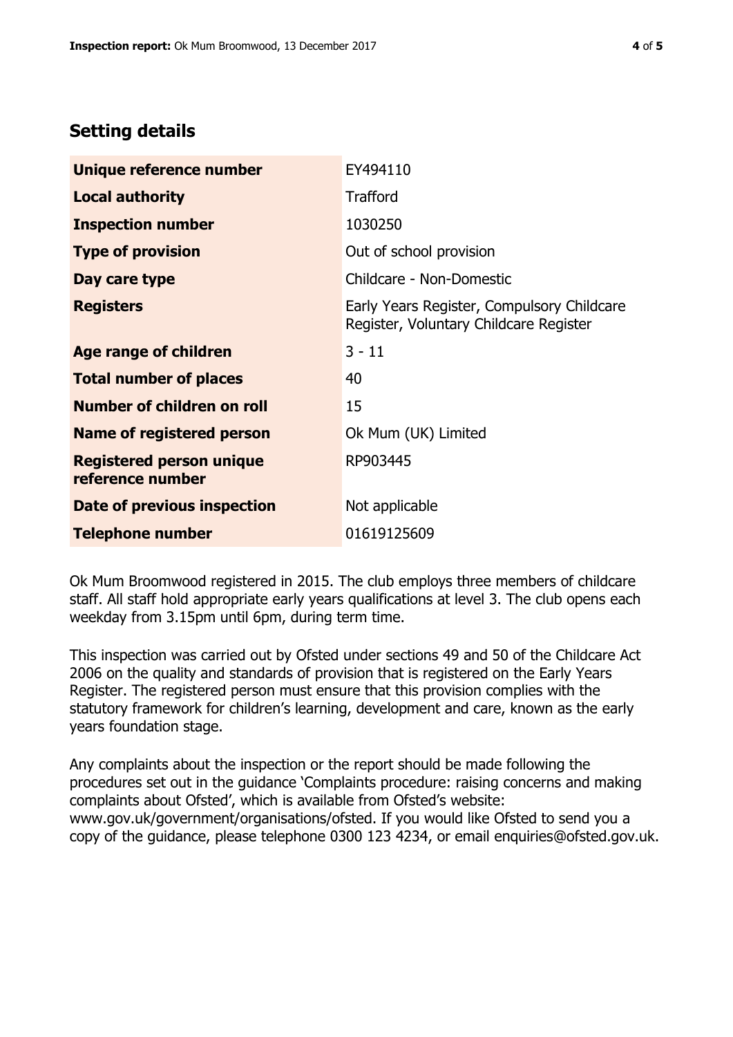## Setting details

| | |
|---|---|
| **Unique reference number** | EY494110 |
| **Local authority** | Trafford |
| **Inspection number** | 1030250 |
| **Type of provision** | Out of school provision |
| **Day care type** | Childcare - Non-Domestic |
| **Registers** | Early Years Register, Compulsory Childcare Register, Voluntary Childcare Register |
| **Age range of children** | 3 - 11 |
| **Total number of places** | 40 |
| **Number of children on roll** | 15 |
| **Name of registered person** | Ok Mum (UK) Limited |
| **Registered person unique reference number** | RP903445 |
| **Date of previous inspection** | Not applicable |
| **Telephone number** | 01619125609 |

Ok Mum Broomwood registered in 2015. The club employs three members of childcare staff. All staff hold appropriate early years qualifications at level 3. The club opens each weekday from 3.15pm until 6pm, during term time.

This inspection was carried out by Ofsted under sections 49 and 50 of the Childcare Act 2006 on the quality and standards of provision that is registered on the Early Years Register. The registered person must ensure that this provision complies with the statutory framework for children's learning, development and care, known as the early years foundation stage.

Any complaints about the inspection or the report should be made following the procedures set out in the guidance 'Complaints procedure: raising concerns and making complaints about Ofsted', which is available from Ofsted's website: www.gov.uk/government/organisations/ofsted. If you would like Ofsted to send you a copy of the guidance, please telephone 0300 123 4234, or email enquiries@ofsted.gov.uk.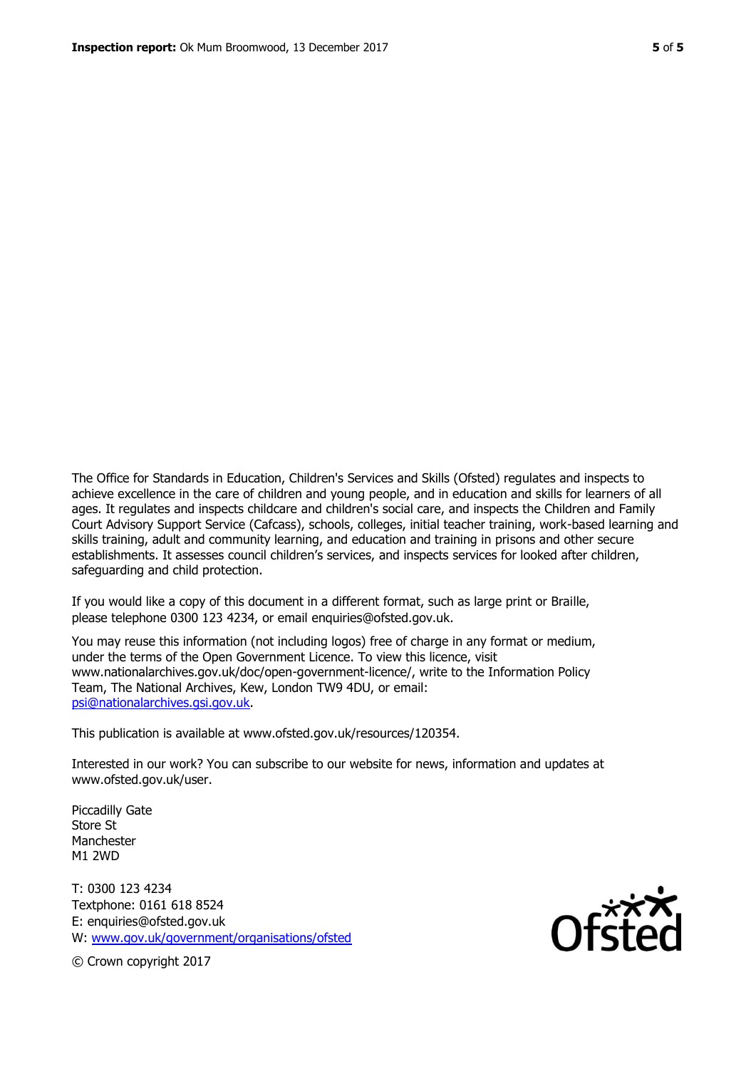The Office for Standards in Education, Children's Services and Skills (Ofsted) regulates and inspects to achieve excellence in the care of children and young people, and in education and skills for learners of all ages. It regulates and inspects childcare and children's social care, and inspects the Children and Family Court Advisory Support Service (Cafcass), schools, colleges, initial teacher training, work-based learning and skills training, adult and community learning, and education and training in prisons and other secure establishments. It assesses council children's services, and inspects services for looked after children, safeguarding and child protection.

If you would like a copy of this document in a different format, such as large print or Braille, please telephone 0300 123 4234, or email enquiries@ofsted.gov.uk.

You may reuse this information (not including logos) free of charge in any format or medium, under the terms of the Open Government Licence. To view this licence, visit www.nationalarchives.gov.uk/doc/open-government-licence/, write to the Information Policy Team, The National Archives, Kew, London TW9 4DU, or email: psi@nationalarchives.gsi.gov.uk.

This publication is available at www.ofsted.gov.uk/resources/120354.

Interested in our work? You can subscribe to our website for news, information and updates at www.ofsted.gov.uk/user.

Piccadilly Gate
Store St
Manchester
M1 2WD

T: 0300 123 4234
Textphone: 0161 618 8524
E: enquiries@ofsted.gov.uk
W: www.gov.uk/government/organisations/ofsted

© Crown copyright 2017